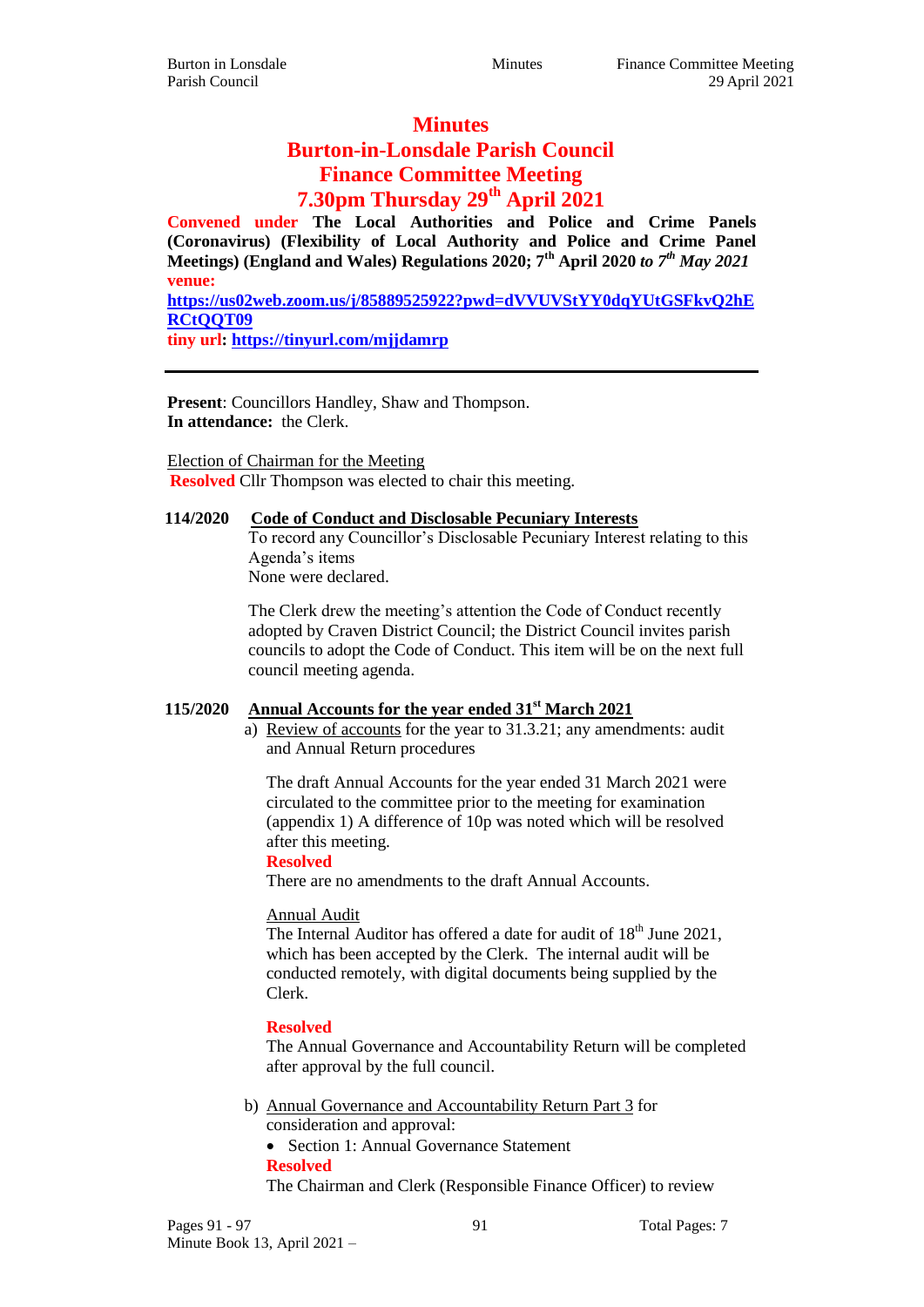# Minutes
# Burton-in-Lonsdale Parish Council
# Finance Committee Meeting
# 7.30pm Thursday 29th April 2021

**Convened under The Local Authorities and Police and Crime Panels (Coronavirus) (Flexibility of Local Authority and Police and Crime Panel Meetings) (England and Wales) Regulations 2020; 7th April 2020 *to 7th May 2021***
**venue:**
**https://us02web.zoom.us/j/85889525922?pwd=dVVUVStYY0dqYUtGSFkvQ2hERCtQQT09**
**tiny url: https://tinyurl.com/mjjdamrp**

---

**Present**: Councillors Handley, Shaw and Thompson.
**In attendance:** the Clerk.

Election of Chairman for the Meeting
**Resolved** Cllr Thompson was elected to chair this meeting.

**114/2020 Code of Conduct and Disclosable Pecuniary Interests**

To record any Councillor's Disclosable Pecuniary Interest relating to this Agenda's items
None were declared.

The Clerk drew the meeting's attention the Code of Conduct recently adopted by Craven District Council; the District Council invites parish councils to adopt the Code of Conduct. This item will be on the next full council meeting agenda.

**115/2020 Annual Accounts for the year ended 31st March 2021**

a) Review of accounts for the year to 31.3.21; any amendments: audit and Annual Return procedures

The draft Annual Accounts for the year ended 31 March 2021 were circulated to the committee prior to the meeting for examination (appendix 1) A difference of 10p was noted which will be resolved after this meeting.
**Resolved**
There are no amendments to the draft Annual Accounts.

Annual Audit
The Internal Auditor has offered a date for audit of 18th June 2021, which has been accepted by the Clerk. The internal audit will be conducted remotely, with digital documents being supplied by the Clerk.

**Resolved**
The Annual Governance and Accountability Return will be completed after approval by the full council.

b) Annual Governance and Accountability Return Part 3 for consideration and approval:

- Section 1: Annual Governance Statement

**Resolved**
The Chairman and Clerk (Responsible Finance Officer) to review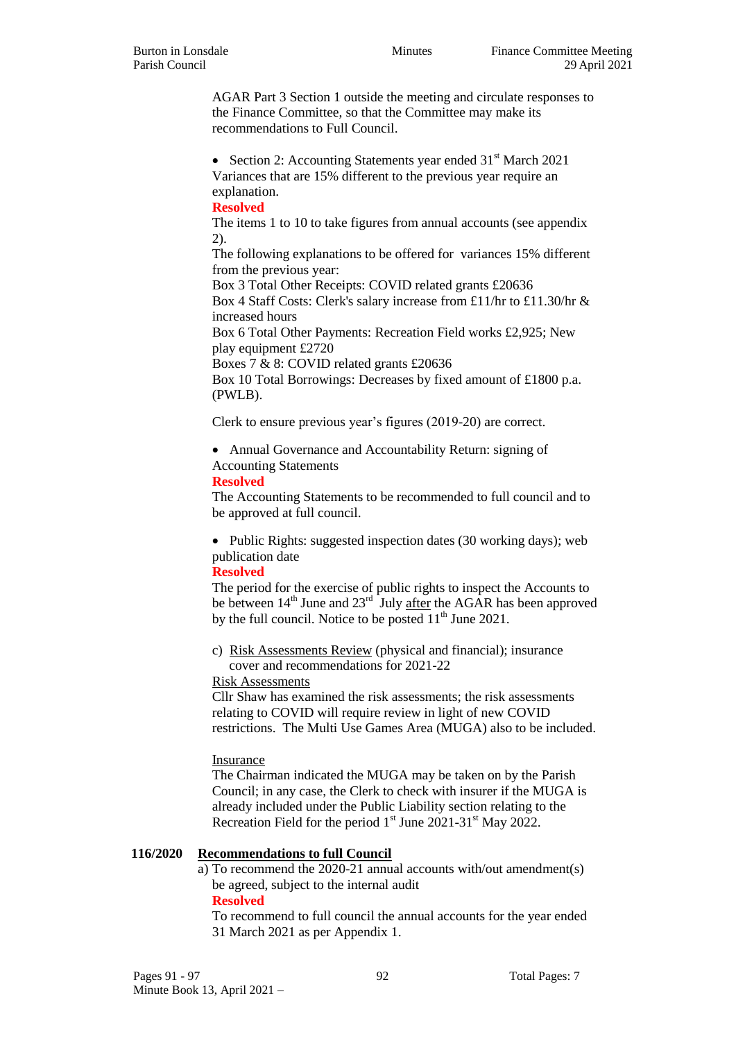AGAR Part 3 Section 1 outside the meeting and circulate responses to the Finance Committee, so that the Committee may make its recommendations to Full Council.

- Section 2: Accounting Statements year ended 31st March 2021

Variances that are 15% different to the previous year require an explanation.

**Resolved**

The items 1 to 10 to take figures from annual accounts (see appendix 2).

The following explanations to be offered for variances 15% different from the previous year:

Box 3 Total Other Receipts: COVID related grants £20636

Box 4 Staff Costs: Clerk's salary increase from £11/hr to £11.30/hr & increased hours

Box 6 Total Other Payments: Recreation Field works £2,925; New play equipment £2720

Boxes 7 & 8: COVID related grants £20636

Box 10 Total Borrowings: Decreases by fixed amount of £1800 p.a. (PWLB).

Clerk to ensure previous year's figures (2019-20) are correct.

- Annual Governance and Accountability Return: signing of Accounting Statements

**Resolved**

The Accounting Statements to be recommended to full council and to be approved at full council.

- Public Rights: suggested inspection dates (30 working days); web publication date

**Resolved**

The period for the exercise of public rights to inspect the Accounts to be between 14th June and 23rd July after the AGAR has been approved by the full council. Notice to be posted 11th June 2021.

c) Risk Assessments Review (physical and financial); insurance cover and recommendations for 2021-22

Risk Assessments

Cllr Shaw has examined the risk assessments; the risk assessments relating to COVID will require review in light of new COVID restrictions. The Multi Use Games Area (MUGA) also to be included.

Insurance

The Chairman indicated the MUGA may be taken on by the Parish Council; in any case, the Clerk to check with insurer if the MUGA is already included under the Public Liability section relating to the Recreation Field for the period 1st June 2021-31st May 2022.

**116/2020 Recommendations to full Council**

a) To recommend the 2020-21 annual accounts with/out amendment(s) be agreed, subject to the internal audit

**Resolved**

To recommend to full council the annual accounts for the year ended 31 March 2021 as per Appendix 1.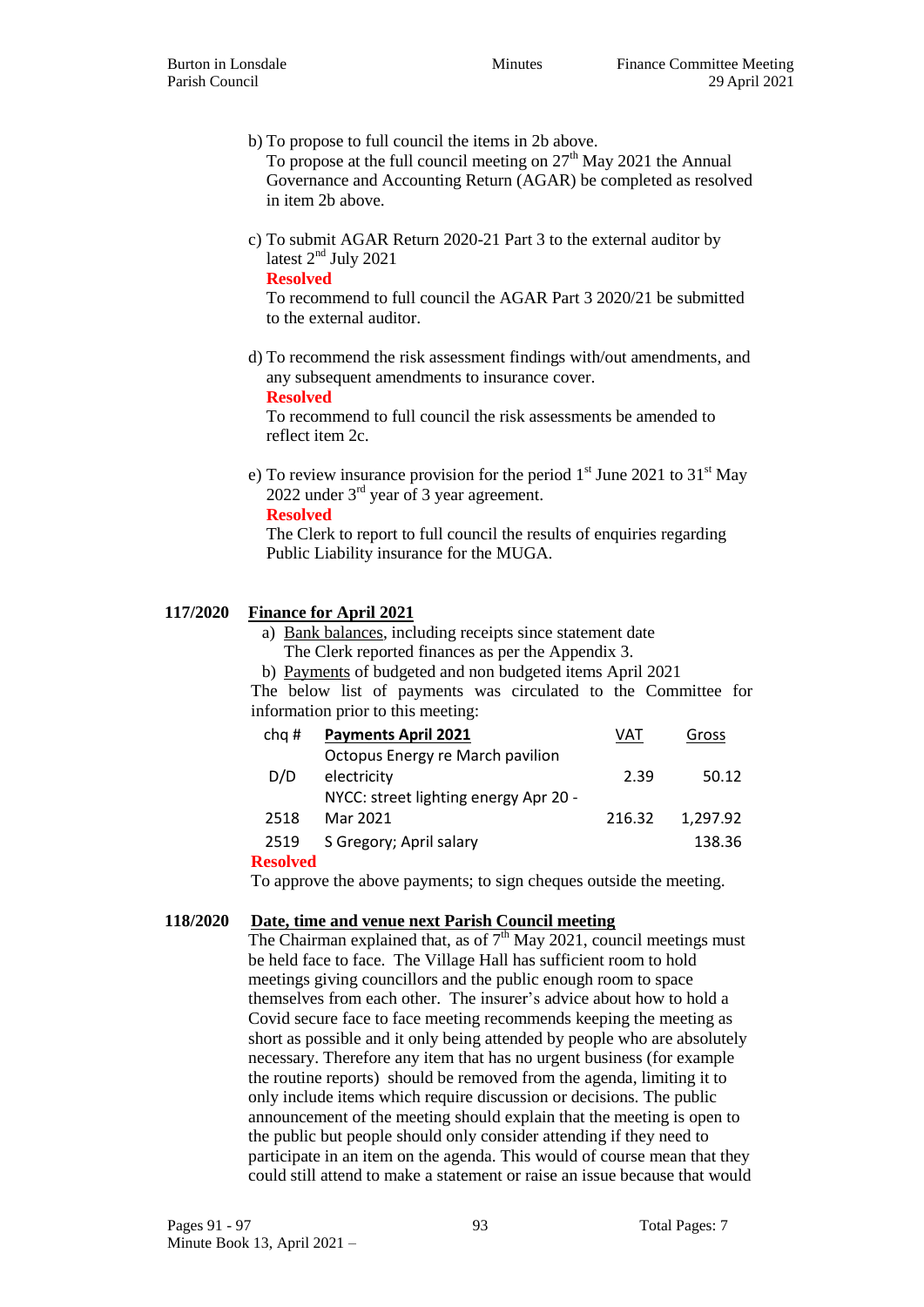b) To propose to full council the items in 2b above.
To propose at the full council meeting on 27th May 2021 the Annual Governance and Accounting Return (AGAR) be completed as resolved in item 2b above.

c) To submit AGAR Return 2020-21 Part 3 to the external auditor by latest 2nd July 2021
**Resolved**
To recommend to full council the AGAR Part 3 2020/21 be submitted to the external auditor.

d) To recommend the risk assessment findings with/out amendments, and any subsequent amendments to insurance cover.
**Resolved**
To recommend to full council the risk assessments be amended to reflect item 2c.

e) To review insurance provision for the period 1st June 2021 to 31st May 2022 under 3rd year of 3 year agreement.
**Resolved**
The Clerk to report to full council the results of enquiries regarding Public Liability insurance for the MUGA.

**117/2020 Finance for April 2021**

a) Bank balances, including receipts since statement date
The Clerk reported finances as per the Appendix 3.

b) Payments of budgeted and non budgeted items April 2021
The below list of payments was circulated to the Committee for information prior to this meeting:

| chq # | Payments April 2021 | VAT | Gross |
|---|---|---|---|
| D/D | Octopus Energy re March pavilion electricity | 2.39 | 50.12 |
| 2518 | NYCC: street lighting energy Apr 20 - Mar 2021 | 216.32 | 1,297.92 |
| 2519 | S Gregory; April salary | | 138.36 |

**Resolved**
To approve the above payments; to sign cheques outside the meeting.

**118/2020 Date, time and venue next Parish Council meeting**

The Chairman explained that, as of 7th May 2021, council meetings must be held face to face. The Village Hall has sufficient room to hold meetings giving councillors and the public enough room to space themselves from each other. The insurer's advice about how to hold a Covid secure face to face meeting recommends keeping the meeting as short as possible and it only being attended by people who are absolutely necessary. Therefore any item that has no urgent business (for example the routine reports) should be removed from the agenda, limiting it to only include items which require discussion or decisions. The public announcement of the meeting should explain that the meeting is open to the public but people should only consider attending if they need to participate in an item on the agenda. This would of course mean that they could still attend to make a statement or raise an issue because that would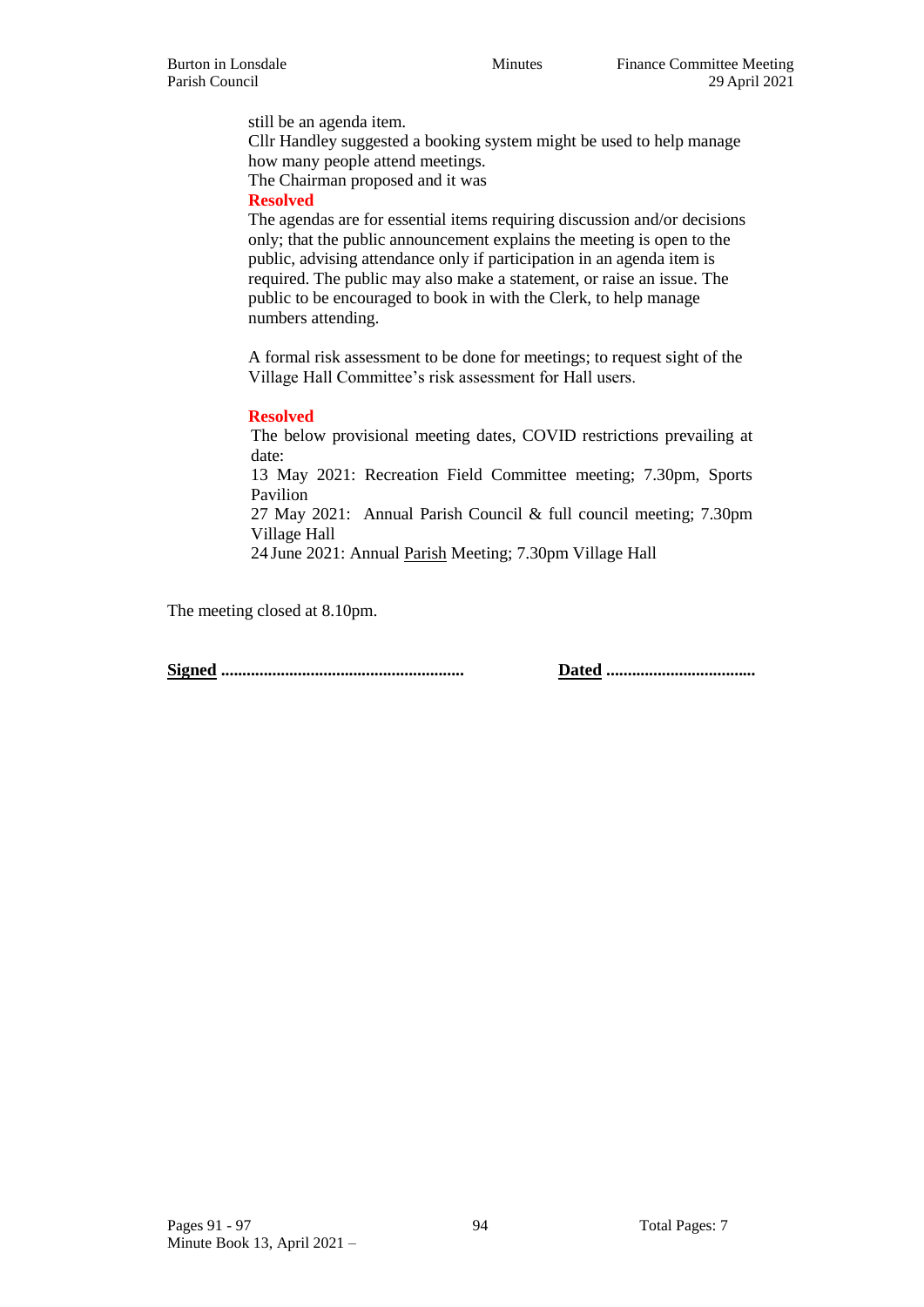still be an agenda item.
Cllr Handley suggested a booking system might be used to help manage how many people attend meetings.
The Chairman proposed and it was

**Resolved**

The agendas are for essential items requiring discussion and/or decisions only; that the public announcement explains the meeting is open to the public, advising attendance only if participation in an agenda item is required. The public may also make a statement, or raise an issue. The public to be encouraged to book in with the Clerk, to help manage numbers attending.

A formal risk assessment to be done for meetings; to request sight of the Village Hall Committee's risk assessment for Hall users.

**Resolved**

The below provisional meeting dates, COVID restrictions prevailing at date:
13 May 2021: Recreation Field Committee meeting; 7.30pm, Sports Pavilion
27 May 2021: Annual Parish Council & full council meeting; 7.30pm Village Hall
24 June 2021: Annual Parish Meeting; 7.30pm Village Hall

The meeting closed at 8.10pm.

**Signed** ........................................................ **Dated** ..................................

Pages 91 - 97
Minute Book 13, April 2021 –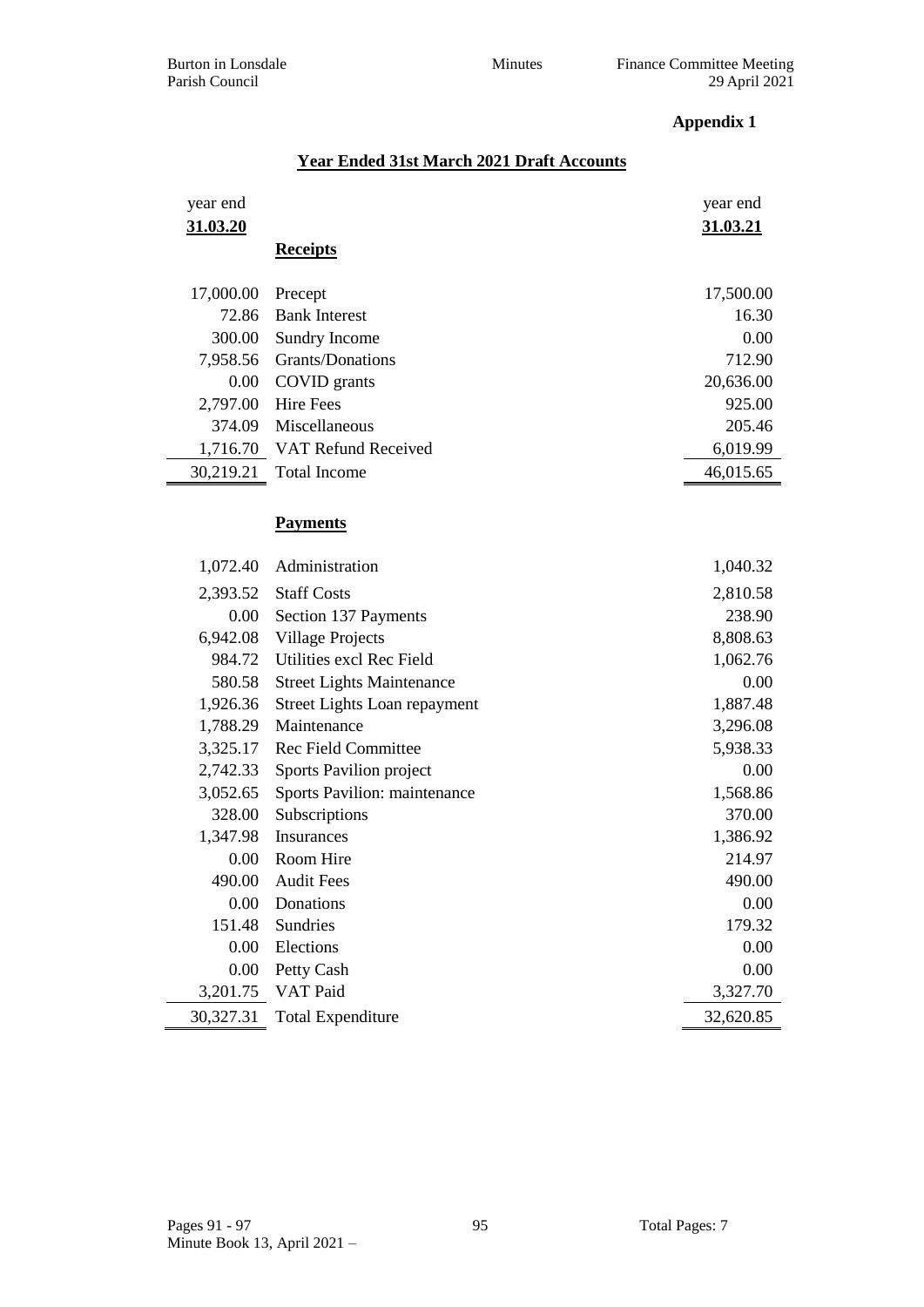**Appendix 1**

## Year Ended 31st March 2021 Draft Accounts

| year end 31.03.20 | | year end 31.03.21 |
|---|---|---|
| | **Receipts** | |
| 17,000.00 | Precept | 17,500.00 |
| 72.86 | Bank Interest | 16.30 |
| 300.00 | Sundry Income | 0.00 |
| 7,958.56 | Grants/Donations | 712.90 |
| 0.00 | COVID grants | 20,636.00 |
| 2,797.00 | Hire Fees | 925.00 |
| 374.09 | Miscellaneous | 205.46 |
| 1,716.70 | VAT Refund Received | 6,019.99 |
| 30,219.21 | Total Income | 46,015.65 |
| | **Payments** | |
| 1,072.40 | Administration | 1,040.32 |
| 2,393.52 | Staff Costs | 2,810.58 |
| 0.00 | Section 137 Payments | 238.90 |
| 6,942.08 | Village Projects | 8,808.63 |
| 984.72 | Utilities excl Rec Field | 1,062.76 |
| 580.58 | Street Lights Maintenance | 0.00 |
| 1,926.36 | Street Lights Loan repayment | 1,887.48 |
| 1,788.29 | Maintenance | 3,296.08 |
| 3,325.17 | Rec Field Committee | 5,938.33 |
| 2,742.33 | Sports Pavilion project | 0.00 |
| 3,052.65 | Sports Pavilion: maintenance | 1,568.86 |
| 328.00 | Subscriptions | 370.00 |
| 1,347.98 | Insurances | 1,386.92 |
| 0.00 | Room Hire | 214.97 |
| 490.00 | Audit Fees | 490.00 |
| 0.00 | Donations | 0.00 |
| 151.48 | Sundries | 179.32 |
| 0.00 | Elections | 0.00 |
| 0.00 | Petty Cash | 0.00 |
| 3,201.75 | VAT Paid | 3,327.70 |
| 30,327.31 | Total Expenditure | 32,620.85 |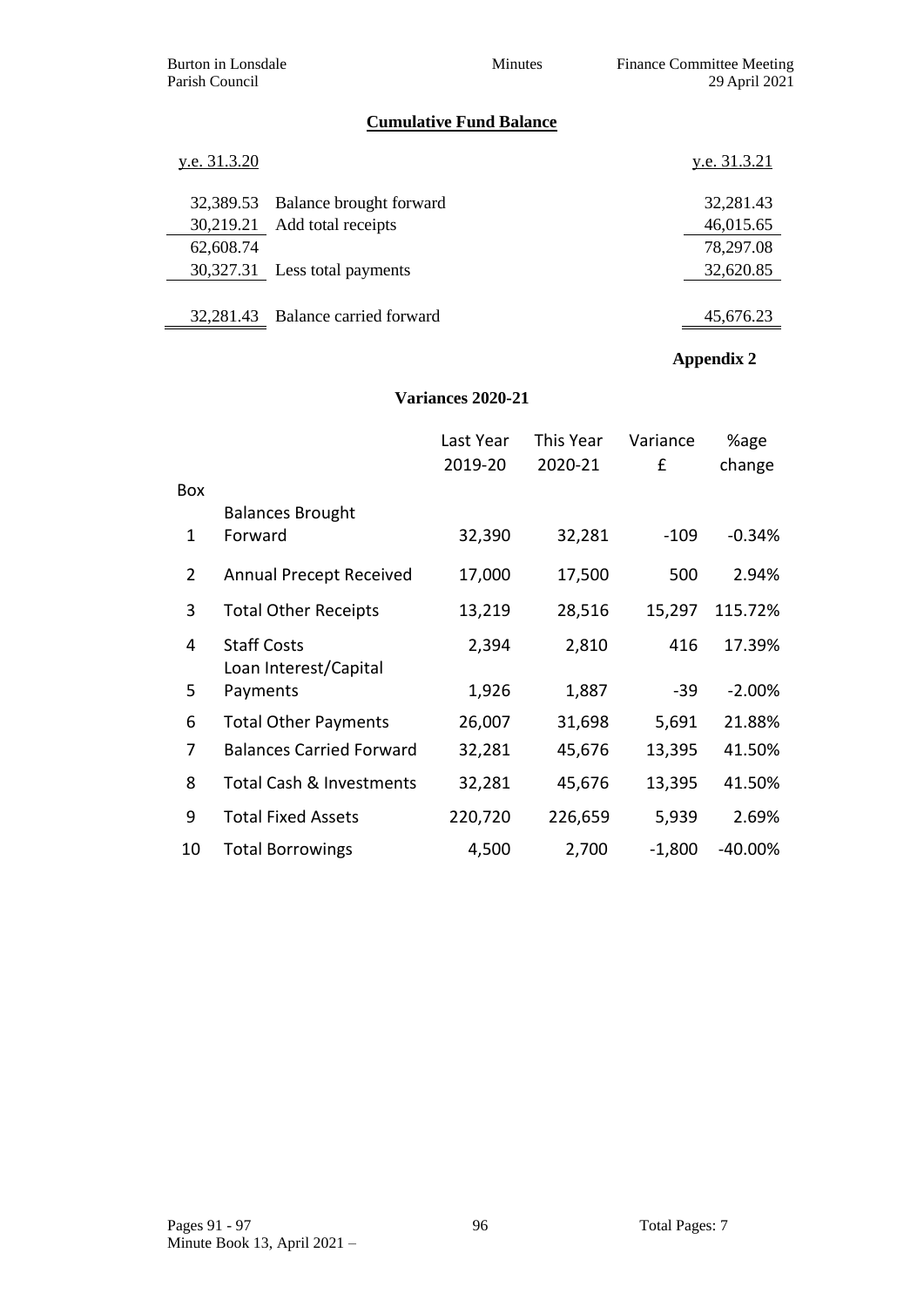## Cumulative Fund Balance

| y.e. 31.3.20 | | y.e. 31.3.21 |
|---|---|---|
| 32,389.53 | Balance brought forward | 32,281.43 |
| 30,219.21 | Add total receipts | 46,015.65 |
| 62,608.74 | | 78,297.08 |
| 30,327.31 | Less total payments | 32,620.85 |
| 32,281.43 | Balance carried forward | 45,676.23 |

**Appendix 2**

### Variances 2020-21

| Box | | Last Year 2019-20 | This Year 2020-21 | Variance £ | %age change |
|---|---|---|---|---|---|
| 1 | Balances Brought Forward | 32,390 | 32,281 | -109 | -0.34% |
| 2 | Annual Precept Received | 17,000 | 17,500 | 500 | 2.94% |
| 3 | Total Other Receipts | 13,219 | 28,516 | 15,297 | 115.72% |
| 4 | Staff Costs | 2,394 | 2,810 | 416 | 17.39% |
| 5 | Loan Interest/Capital Payments | 1,926 | 1,887 | -39 | -2.00% |
| 6 | Total Other Payments | 26,007 | 31,698 | 5,691 | 21.88% |
| 7 | Balances Carried Forward | 32,281 | 45,676 | 13,395 | 41.50% |
| 8 | Total Cash & Investments | 32,281 | 45,676 | 13,395 | 41.50% |
| 9 | Total Fixed Assets | 220,720 | 226,659 | 5,939 | 2.69% |
| 10 | Total Borrowings | 4,500 | 2,700 | -1,800 | -40.00% |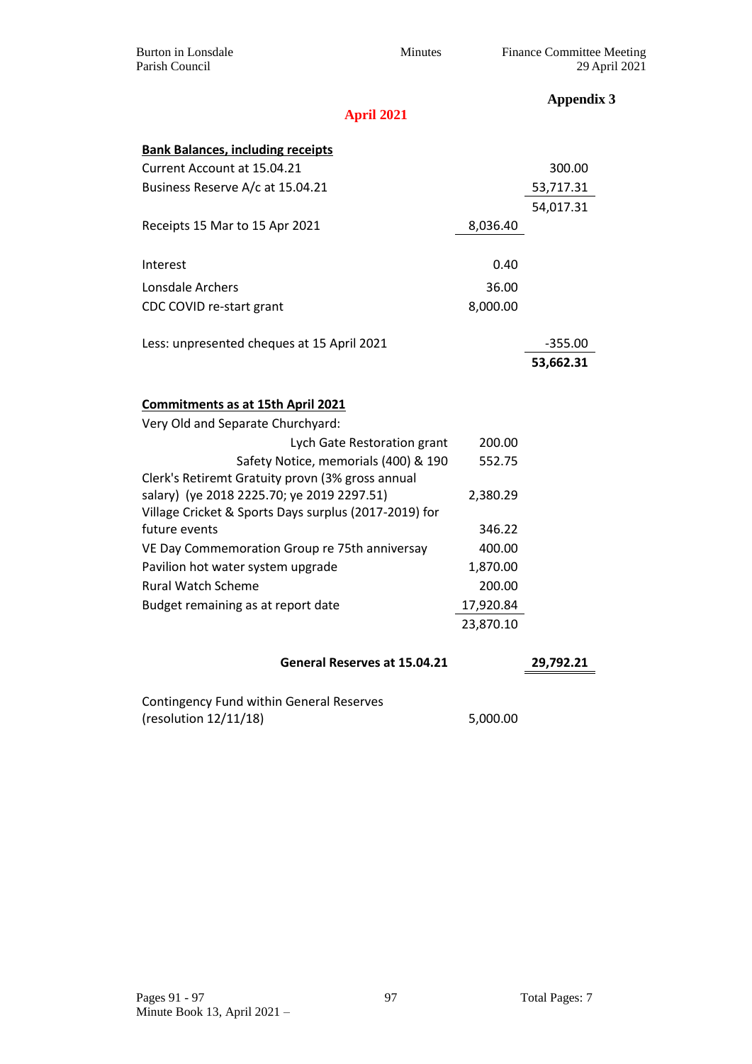**Appendix 3**

**April 2021**

| | | |
|---|---|---|
| **Bank Balances, including receipts** | | |
| Current Account at 15.04.21 | | 300.00 |
| Business Reserve A/c at 15.04.21 | | 53,717.31 |
| | | 54,017.31 |
| Receipts 15 Mar to 15 Apr 2021 | 8,036.40 | |
| | | |
| Interest | 0.40 | |
| Lonsdale Archers | 36.00 | |
| CDC COVID re-start grant | 8,000.00 | |
| | | |
| Less: unpresented cheques at 15 April 2021 | | -355.00 |
| | | **53,662.31** |
| | | |
| **Commitments as at 15th April 2021** | | |
| Very Old and Separate Churchyard: | | |
| Lych Gate Restoration grant | 200.00 | |
| Safety Notice, memorials (400) & 190 | 552.75 | |
| Clerk's Retiremt Gratuity provn (3% gross annual salary) (ye 2018 2225.70; ye 2019 2297.51) | 2,380.29 | |
| Village Cricket & Sports Days surplus (2017-2019) for future events | 346.22 | |
| VE Day Commemoration Group re 75th anniversay | 400.00 | |
| Pavilion hot water system upgrade | 1,870.00 | |
| Rural Watch Scheme | 200.00 | |
| Budget remaining as at report date | 17,920.84 | |
| | 23,870.10 | |
| | | |
| **General Reserves at 15.04.21** | | **29,792.21** |
| | | |
| Contingency Fund within General Reserves (resolution 12/11/18) | 5,000.00 | |